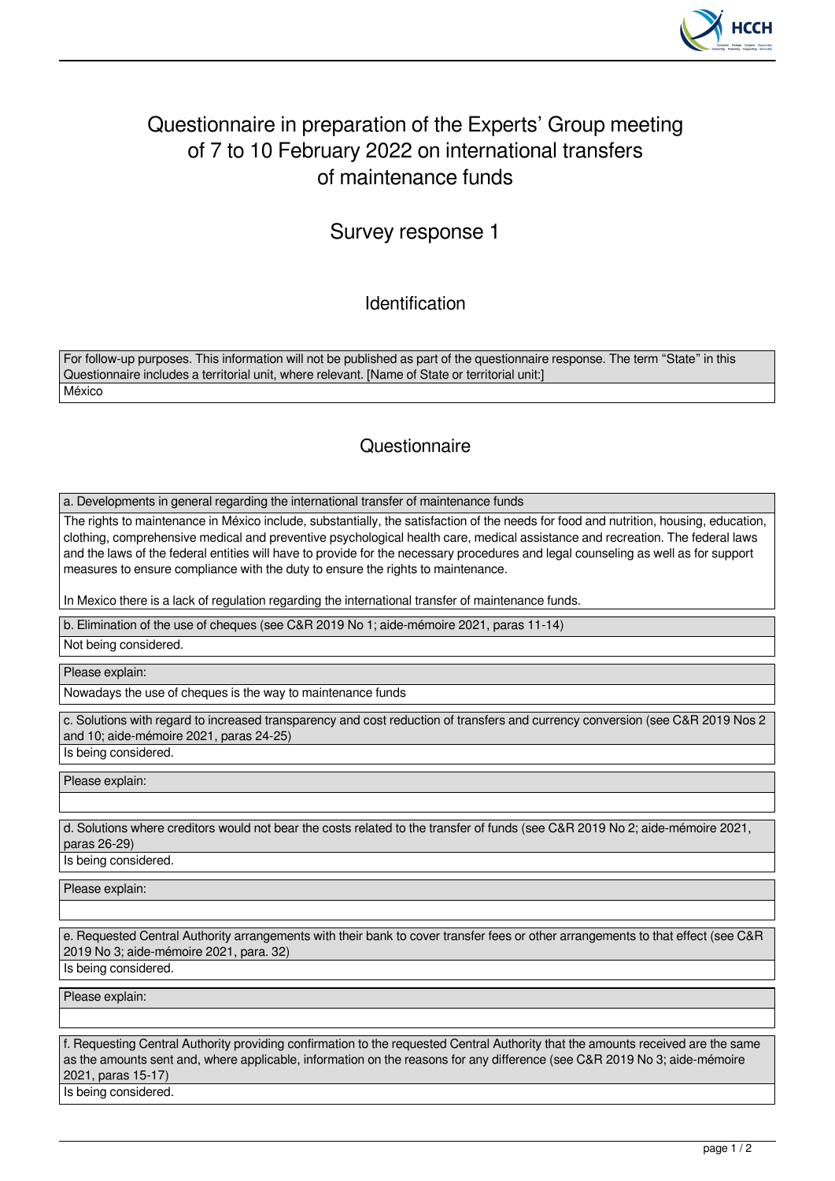# Questionnaire in preparation of the Experts' Group meeting of 7 to 10 February 2022 on international transfers of maintenance funds

## Survey response 1

### Identification

For follow-up purposes. This information will not be published as part of the questionnaire response. The term "State" in this Questionnaire includes a territorial unit, where relevant. [Name of State or territorial unit:]

México

### Questionnaire

**a. Developments in general regarding the international transfer of maintenance funds**

The rights to maintenance in México include, substantially, the satisfaction of the needs for food and nutrition, housing, education, clothing, comprehensive medical and preventive psychological health care, medical assistance and recreation. The federal laws and the laws of the federal entities will have to provide for the necessary procedures and legal counseling as well as for support measures to ensure compliance with the duty to ensure the rights to maintenance.

In Mexico there is a lack of regulation regarding the international transfer of maintenance funds.

**b. Elimination of the use of cheques (see C&R 2019 No 1; aide-mémoire 2021, paras 11-14)**

Not being considered.

**Please explain:**

Nowadays the use of cheques is the way to maintenance funds

**c. Solutions with regard to increased transparency and cost reduction of transfers and currency conversion (see C&R 2019 Nos 2 and 10; aide-mémoire 2021, paras 24-25)**

Is being considered.

**Please explain:**

**d. Solutions where creditors would not bear the costs related to the transfer of funds (see C&R 2019 No 2; aide-mémoire 2021, paras 26-29)**

Is being considered.

**Please explain:**

**e. Requested Central Authority arrangements with their bank to cover transfer fees or other arrangements to that effect (see C&R 2019 No 3; aide-mémoire 2021, para. 32)**

Is being considered.

**Please explain:**

**f. Requesting Central Authority providing confirmation to the requested Central Authority that the amounts received are the same as the amounts sent and, where applicable, information on the reasons for any difference (see C&R 2019 No 3; aide-mémoire 2021, paras 15-17)**

Is being considered.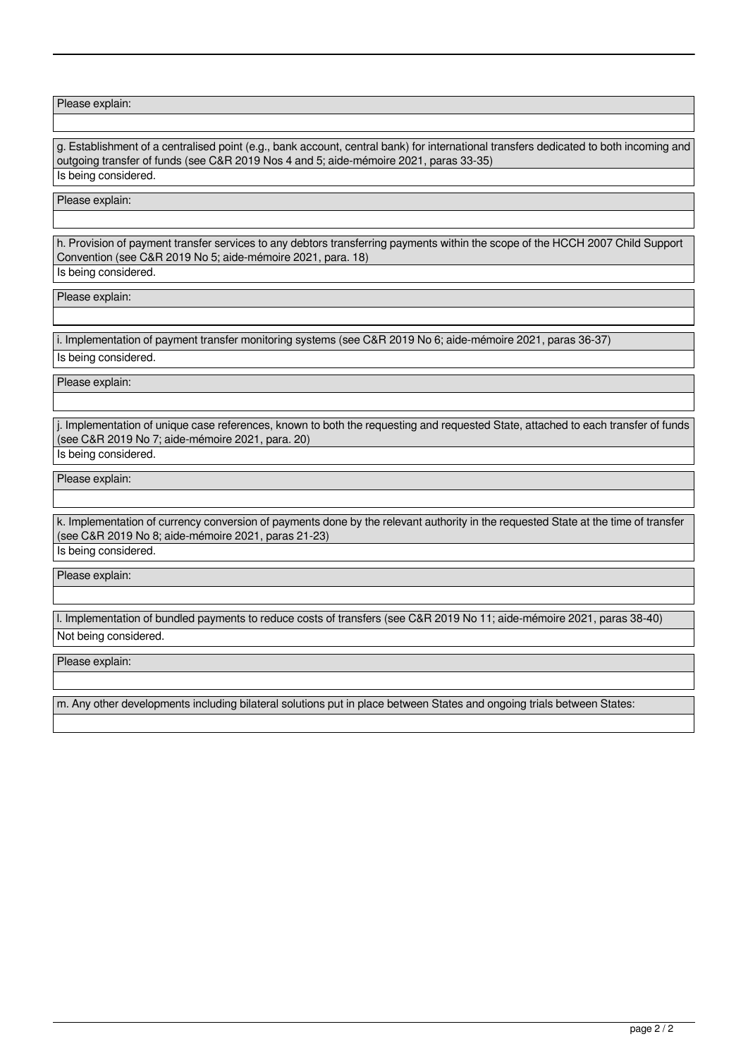Please explain:

g. Establishment of a centralised point (e.g., bank account, central bank) for international transfers dedicated to both incoming and outgoing transfer of funds (see C&R 2019 Nos 4 and 5; aide-mémoire 2021, paras 33-35)

Is being considered.

Please explain:

h. Provision of payment transfer services to any debtors transferring payments within the scope of the HCCH 2007 Child Support Convention (see C&R 2019 No 5; aide-mémoire 2021, para. 18)

Is being considered.

Please explain:

i. Implementation of payment transfer monitoring systems (see C&R 2019 No 6; aide-mémoire 2021, paras 36-37)

Is being considered.

Please explain:

j. Implementation of unique case references, known to both the requesting and requested State, attached to each transfer of funds (see C&R 2019 No 7; aide-mémoire 2021, para. 20)

Is being considered.

Please explain:

k. Implementation of currency conversion of payments done by the relevant authority in the requested State at the time of transfer (see C&R 2019 No 8; aide-mémoire 2021, paras 21-23)

Is being considered.

Please explain:

l. Implementation of bundled payments to reduce costs of transfers (see C&R 2019 No 11; aide-mémoire 2021, paras 38-40)

Not being considered.

Please explain:

m. Any other developments including bilateral solutions put in place between States and ongoing trials between States: